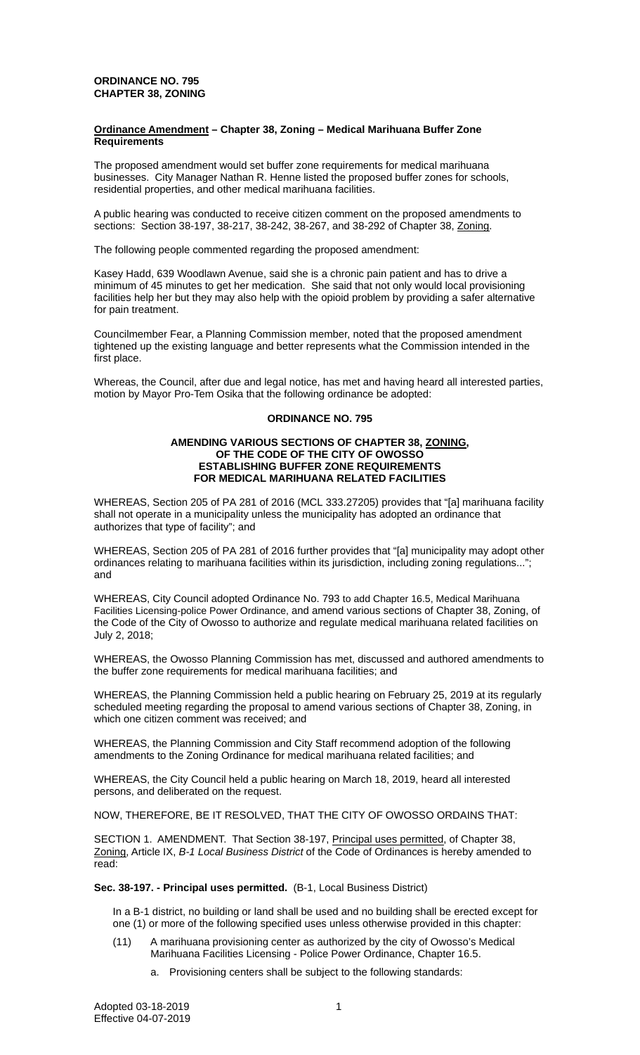**ORDINANCE NO. 795**
**CHAPTER 38, ZONING**

**Ordinance Amendment – Chapter 38, Zoning – Medical Marihuana Buffer Zone Requirements**

The proposed amendment would set buffer zone requirements for medical marihuana businesses. City Manager Nathan R. Henne listed the proposed buffer zones for schools, residential properties, and other medical marihuana facilities.

A public hearing was conducted to receive citizen comment on the proposed amendments to sections: Section 38-197, 38-217, 38-242, 38-267, and 38-292 of Chapter 38, Zoning.

The following people commented regarding the proposed amendment:

Kasey Hadd, 639 Woodlawn Avenue, said she is a chronic pain patient and has to drive a minimum of 45 minutes to get her medication. She said that not only would local provisioning facilities help her but they may also help with the opioid problem by providing a safer alternative for pain treatment.

Councilmember Fear, a Planning Commission member, noted that the proposed amendment tightened up the existing language and better represents what the Commission intended in the first place.

Whereas, the Council, after due and legal notice, has met and having heard all interested parties, motion by Mayor Pro-Tem Osika that the following ordinance be adopted:

**ORDINANCE NO. 795**

**AMENDING VARIOUS SECTIONS OF CHAPTER 38, ZONING, OF THE CODE OF THE CITY OF OWOSSO ESTABLISHING BUFFER ZONE REQUIREMENTS FOR MEDICAL MARIHUANA RELATED FACILITIES**

WHEREAS, Section 205 of PA 281 of 2016 (MCL 333.27205) provides that "[a] marihuana facility shall not operate in a municipality unless the municipality has adopted an ordinance that authorizes that type of facility"; and

WHEREAS, Section 205 of PA 281 of 2016 further provides that "[a] municipality may adopt other ordinances relating to marihuana facilities within its jurisdiction, including zoning regulations..."; and

WHEREAS, City Council adopted Ordinance No. 793 to add Chapter 16.5, Medical Marihuana Facilities Licensing-police Power Ordinance, and amend various sections of Chapter 38, Zoning, of the Code of the City of Owosso to authorize and regulate medical marihuana related facilities on July 2, 2018;

WHEREAS, the Owosso Planning Commission has met, discussed and authored amendments to the buffer zone requirements for medical marihuana facilities; and

WHEREAS, the Planning Commission held a public hearing on February 25, 2019 at its regularly scheduled meeting regarding the proposal to amend various sections of Chapter 38, Zoning, in which one citizen comment was received; and

WHEREAS, the Planning Commission and City Staff recommend adoption of the following amendments to the Zoning Ordinance for medical marihuana related facilities; and

WHEREAS, the City Council held a public hearing on March 18, 2019, heard all interested persons, and deliberated on the request.

NOW, THEREFORE, BE IT RESOLVED, THAT THE CITY OF OWOSSO ORDAINS THAT:

SECTION 1. AMENDMENT. That Section 38-197, Principal uses permitted, of Chapter 38, Zoning, Article IX, *B-1 Local Business District* of the Code of Ordinances is hereby amended to read:

**Sec. 38-197. - Principal uses permitted.** (B-1, Local Business District)

In a B-1 district, no building or land shall be used and no building shall be erected except for one (1) or more of the following specified uses unless otherwise provided in this chapter:

(11) A marihuana provisioning center as authorized by the city of Owosso's Medical Marihuana Facilities Licensing - Police Power Ordinance, Chapter 16.5.

a. Provisioning centers shall be subject to the following standards:

Adopted 03-18-2019
Effective 04-07-2019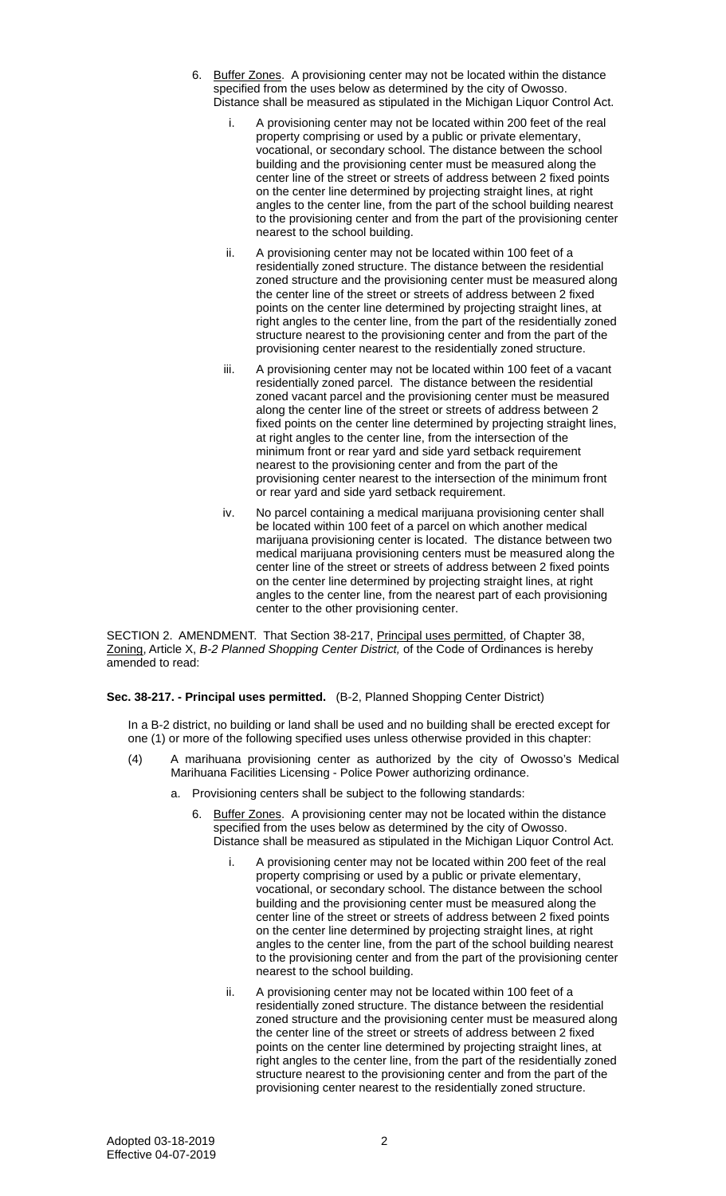6. <u>Buffer Zones</u>. A provisioning center may not be located within the distance specified from the uses below as determined by the city of Owosso. Distance shall be measured as stipulated in the Michigan Liquor Control Act.

   i. A provisioning center may not be located within 200 feet of the real property comprising or used by a public or private elementary, vocational, or secondary school. The distance between the school building and the provisioning center must be measured along the center line of the street or streets of address between 2 fixed points on the center line determined by projecting straight lines, at right angles to the center line, from the part of the school building nearest to the provisioning center and from the part of the provisioning center nearest to the school building.

   ii. A provisioning center may not be located within 100 feet of a residentially zoned structure. The distance between the residential zoned structure and the provisioning center must be measured along the center line of the street or streets of address between 2 fixed points on the center line determined by projecting straight lines, at right angles to the center line, from the part of the residentially zoned structure nearest to the provisioning center and from the part of the provisioning center nearest to the residentially zoned structure.

   iii. A provisioning center may not be located within 100 feet of a vacant residentially zoned parcel. The distance between the residential zoned vacant parcel and the provisioning center must be measured along the center line of the street or streets of address between 2 fixed points on the center line determined by projecting straight lines, at right angles to the center line, from the intersection of the minimum front or rear yard and side yard setback requirement nearest to the provisioning center and from the part of the provisioning center nearest to the intersection of the minimum front or rear yard and side yard setback requirement.

   iv. No parcel containing a medical marijuana provisioning center shall be located within 100 feet of a parcel on which another medical marijuana provisioning center is located. The distance between two medical marijuana provisioning centers must be measured along the center line of the street or streets of address between 2 fixed points on the center line determined by projecting straight lines, at right angles to the center line, from the nearest part of each provisioning center to the other provisioning center.

SECTION 2. AMENDMENT. That Section 38-217, <u>Principal uses permitted</u>, of Chapter 38, <u>Zoning</u>, Article X, *B-2 Planned Shopping Center District,* of the Code of Ordinances is hereby amended to read:

**Sec. 38-217. - Principal uses permitted.** (B-2, Planned Shopping Center District)

In a B-2 district, no building or land shall be used and no building shall be erected except for one (1) or more of the following specified uses unless otherwise provided in this chapter:

(4) A marihuana provisioning center as authorized by the city of Owosso's Medical Marihuana Facilities Licensing - Police Power authorizing ordinance.

   a. Provisioning centers shall be subject to the following standards:

      6. <u>Buffer Zones</u>. A provisioning center may not be located within the distance specified from the uses below as determined by the city of Owosso. Distance shall be measured as stipulated in the Michigan Liquor Control Act.

         i. A provisioning center may not be located within 200 feet of the real property comprising or used by a public or private elementary, vocational, or secondary school. The distance between the school building and the provisioning center must be measured along the center line of the street or streets of address between 2 fixed points on the center line determined by projecting straight lines, at right angles to the center line, from the part of the school building nearest to the provisioning center and from the part of the provisioning center nearest to the school building.

         ii. A provisioning center may not be located within 100 feet of a residentially zoned structure. The distance between the residential zoned structure and the provisioning center must be measured along the center line of the street or streets of address between 2 fixed points on the center line determined by projecting straight lines, at right angles to the center line, from the part of the residentially zoned structure nearest to the provisioning center and from the part of the provisioning center nearest to the residentially zoned structure.

Adopted 03-18-2019
Effective 04-07-2019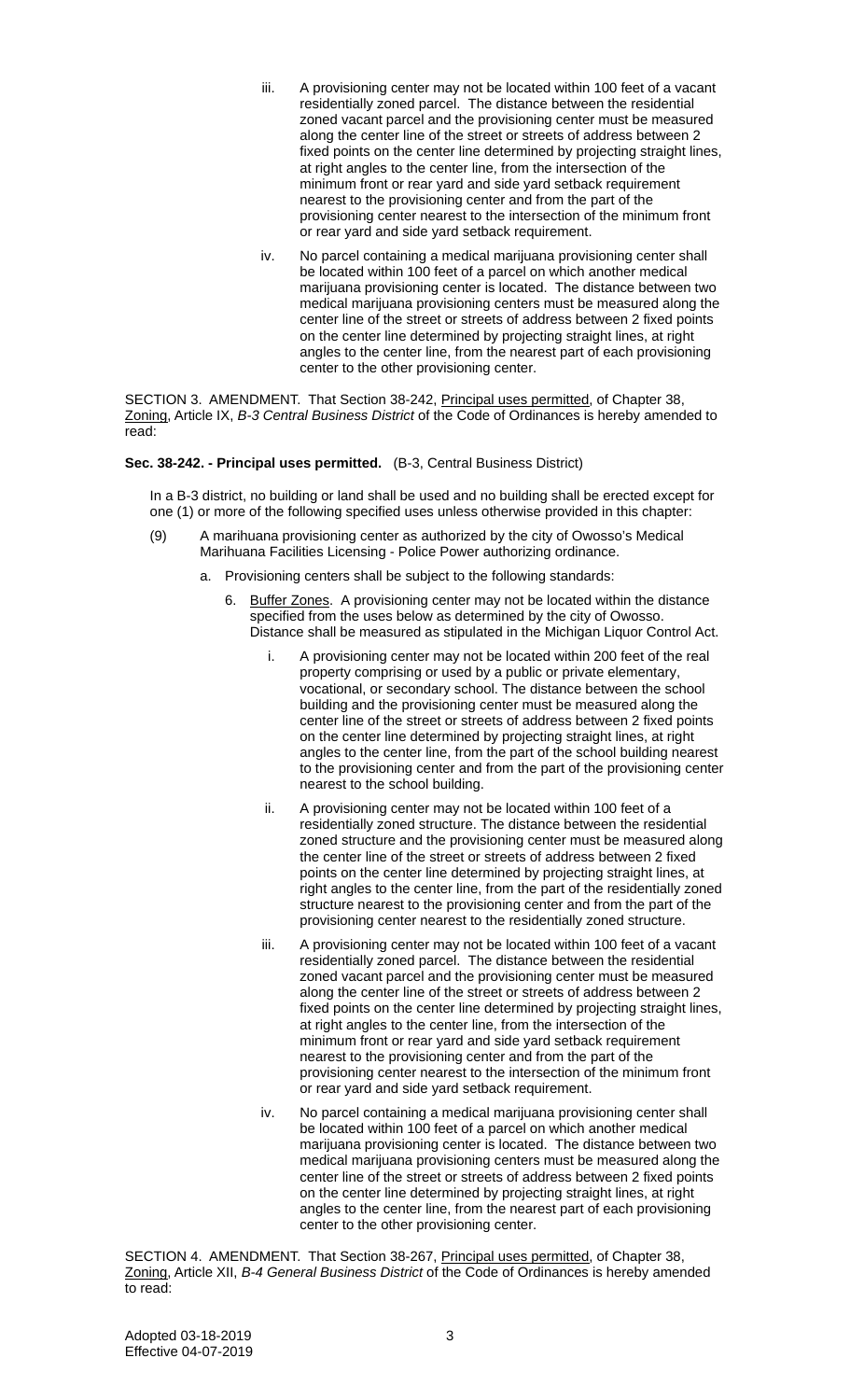iii. A provisioning center may not be located within 100 feet of a vacant residentially zoned parcel. The distance between the residential zoned vacant parcel and the provisioning center must be measured along the center line of the street or streets of address between 2 fixed points on the center line determined by projecting straight lines, at right angles to the center line, from the intersection of the minimum front or rear yard and side yard setback requirement nearest to the provisioning center and from the part of the provisioning center nearest to the intersection of the minimum front or rear yard and side yard setback requirement.

iv. No parcel containing a medical marijuana provisioning center shall be located within 100 feet of a parcel on which another medical marijuana provisioning center is located. The distance between two medical marijuana provisioning centers must be measured along the center line of the street or streets of address between 2 fixed points on the center line determined by projecting straight lines, at right angles to the center line, from the nearest part of each provisioning center to the other provisioning center.

SECTION 3. AMENDMENT. That Section 38-242, Principal uses permitted, of Chapter 38, Zoning, Article IX, *B-3 Central Business District* of the Code of Ordinances is hereby amended to read:

**Sec. 38-242. - Principal uses permitted.** (B-3, Central Business District)

In a B-3 district, no building or land shall be used and no building shall be erected except for one (1) or more of the following specified uses unless otherwise provided in this chapter:

(9) A marihuana provisioning center as authorized by the city of Owosso's Medical Marihuana Facilities Licensing - Police Power authorizing ordinance.

a. Provisioning centers shall be subject to the following standards:

6. Buffer Zones. A provisioning center may not be located within the distance specified from the uses below as determined by the city of Owosso. Distance shall be measured as stipulated in the Michigan Liquor Control Act.

i. A provisioning center may not be located within 200 feet of the real property comprising or used by a public or private elementary, vocational, or secondary school. The distance between the school building and the provisioning center must be measured along the center line of the street or streets of address between 2 fixed points on the center line determined by projecting straight lines, at right angles to the center line, from the part of the school building nearest to the provisioning center and from the part of the provisioning center nearest to the school building.

ii. A provisioning center may not be located within 100 feet of a residentially zoned structure. The distance between the residential zoned structure and the provisioning center must be measured along the center line of the street or streets of address between 2 fixed points on the center line determined by projecting straight lines, at right angles to the center line, from the part of the residentially zoned structure nearest to the provisioning center and from the part of the provisioning center nearest to the residentially zoned structure.

iii. A provisioning center may not be located within 100 feet of a vacant residentially zoned parcel. The distance between the residential zoned vacant parcel and the provisioning center must be measured along the center line of the street or streets of address between 2 fixed points on the center line determined by projecting straight lines, at right angles to the center line, from the intersection of the minimum front or rear yard and side yard setback requirement nearest to the provisioning center and from the part of the provisioning center nearest to the intersection of the minimum front or rear yard and side yard setback requirement.

iv. No parcel containing a medical marijuana provisioning center shall be located within 100 feet of a parcel on which another medical marijuana provisioning center is located. The distance between two medical marijuana provisioning centers must be measured along the center line of the street or streets of address between 2 fixed points on the center line determined by projecting straight lines, at right angles to the center line, from the nearest part of each provisioning center to the other provisioning center.

SECTION 4. AMENDMENT. That Section 38-267, Principal uses permitted, of Chapter 38, Zoning, Article XII, *B-4 General Business District* of the Code of Ordinances is hereby amended to read: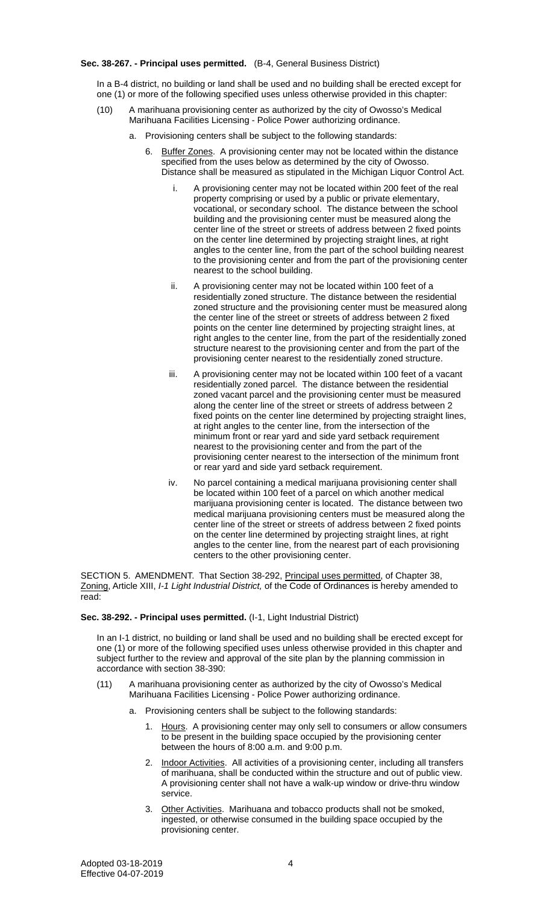**Sec. 38-267. - Principal uses permitted.** (B-4, General Business District)

In a B-4 district, no building or land shall be used and no building shall be erected except for one (1) or more of the following specified uses unless otherwise provided in this chapter:

(10) A marihuana provisioning center as authorized by the city of Owosso's Medical Marihuana Facilities Licensing - Police Power authorizing ordinance.

a. Provisioning centers shall be subject to the following standards:

6. Buffer Zones. A provisioning center may not be located within the distance specified from the uses below as determined by the city of Owosso. Distance shall be measured as stipulated in the Michigan Liquor Control Act.

i. A provisioning center may not be located within 200 feet of the real property comprising or used by a public or private elementary, vocational, or secondary school. The distance between the school building and the provisioning center must be measured along the center line of the street or streets of address between 2 fixed points on the center line determined by projecting straight lines, at right angles to the center line, from the part of the school building nearest to the provisioning center and from the part of the provisioning center nearest to the school building.

ii. A provisioning center may not be located within 100 feet of a residentially zoned structure. The distance between the residential zoned structure and the provisioning center must be measured along the center line of the street or streets of address between 2 fixed points on the center line determined by projecting straight lines, at right angles to the center line, from the part of the residentially zoned structure nearest to the provisioning center and from the part of the provisioning center nearest to the residentially zoned structure.

iii. A provisioning center may not be located within 100 feet of a vacant residentially zoned parcel. The distance between the residential zoned vacant parcel and the provisioning center must be measured along the center line of the street or streets of address between 2 fixed points on the center line determined by projecting straight lines, at right angles to the center line, from the intersection of the minimum front or rear yard and side yard setback requirement nearest to the provisioning center and from the part of the provisioning center nearest to the intersection of the minimum front or rear yard and side yard setback requirement.

iv. No parcel containing a medical marijuana provisioning center shall be located within 100 feet of a parcel on which another medical marijuana provisioning center is located. The distance between two medical marijuana provisioning centers must be measured along the center line of the street or streets of address between 2 fixed points on the center line determined by projecting straight lines, at right angles to the center line, from the nearest part of each provisioning centers to the other provisioning center.

SECTION 5. AMENDMENT. That Section 38-292, Principal uses permitted, of Chapter 38, Zoning, Article XIII, *I-1 Light Industrial District,* of the Code of Ordinances is hereby amended to read:

**Sec. 38-292. - Principal uses permitted.** (I-1, Light Industrial District)

In an I-1 district, no building or land shall be used and no building shall be erected except for one (1) or more of the following specified uses unless otherwise provided in this chapter and subject further to the review and approval of the site plan by the planning commission in accordance with section 38-390:

(11) A marihuana provisioning center as authorized by the city of Owosso's Medical Marihuana Facilities Licensing - Police Power authorizing ordinance.

a. Provisioning centers shall be subject to the following standards:

1. Hours. A provisioning center may only sell to consumers or allow consumers to be present in the building space occupied by the provisioning center between the hours of 8:00 a.m. and 9:00 p.m.

2. Indoor Activities. All activities of a provisioning center, including all transfers of marihuana, shall be conducted within the structure and out of public view. A provisioning center shall not have a walk-up window or drive-thru window service.

3. Other Activities. Marihuana and tobacco products shall not be smoked, ingested, or otherwise consumed in the building space occupied by the provisioning center.

Adopted 03-18-2019
Effective 04-07-2019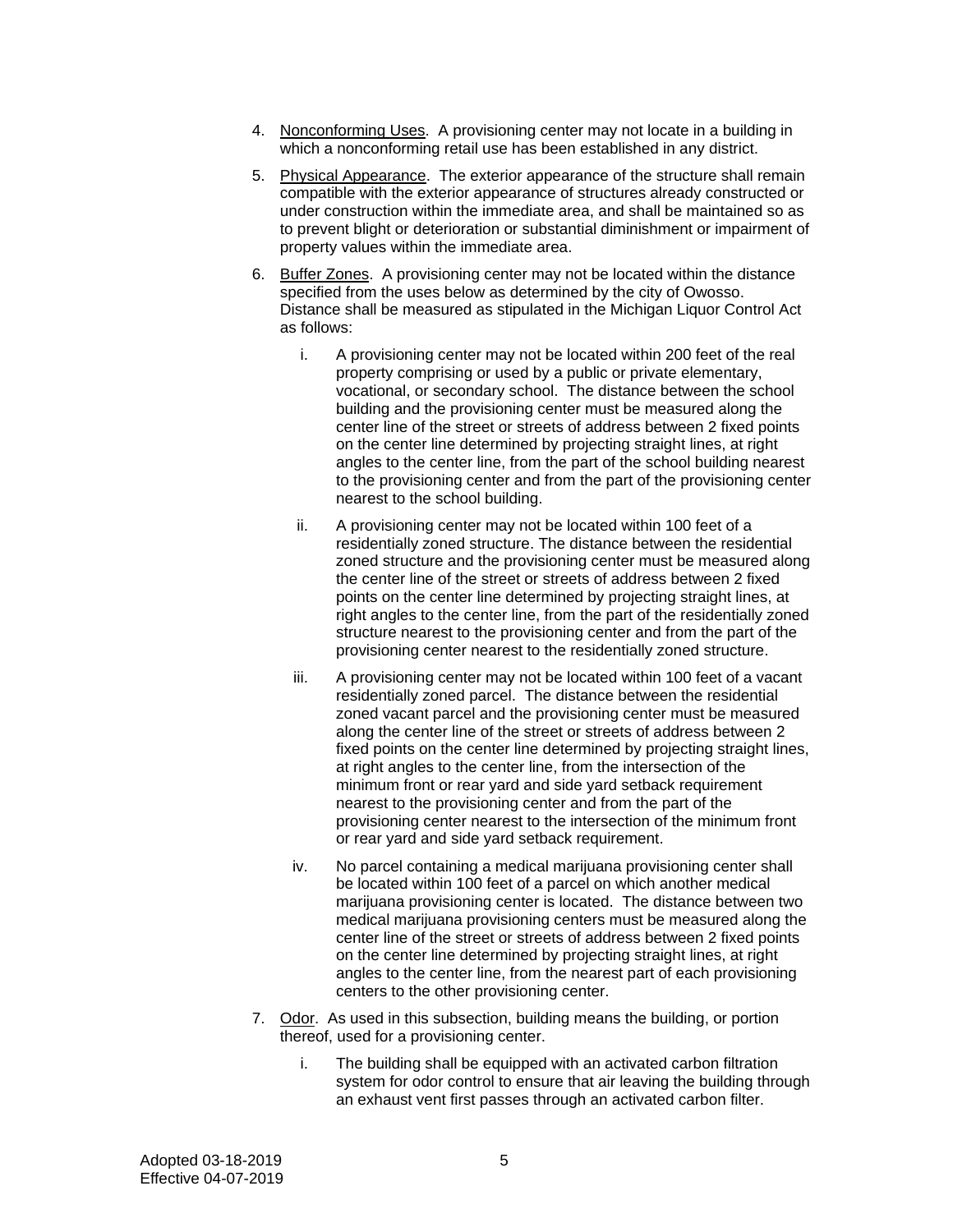4. Nonconforming Uses. A provisioning center may not locate in a building in which a nonconforming retail use has been established in any district.

5. Physical Appearance. The exterior appearance of the structure shall remain compatible with the exterior appearance of structures already constructed or under construction within the immediate area, and shall be maintained so as to prevent blight or deterioration or substantial diminishment or impairment of property values within the immediate area.

6. Buffer Zones. A provisioning center may not be located within the distance specified from the uses below as determined by the city of Owosso. Distance shall be measured as stipulated in the Michigan Liquor Control Act as follows:

   i. A provisioning center may not be located within 200 feet of the real property comprising or used by a public or private elementary, vocational, or secondary school. The distance between the school building and the provisioning center must be measured along the center line of the street or streets of address between 2 fixed points on the center line determined by projecting straight lines, at right angles to the center line, from the part of the school building nearest to the provisioning center and from the part of the provisioning center nearest to the school building.

   ii. A provisioning center may not be located within 100 feet of a residentially zoned structure. The distance between the residential zoned structure and the provisioning center must be measured along the center line of the street or streets of address between 2 fixed points on the center line determined by projecting straight lines, at right angles to the center line, from the part of the residentially zoned structure nearest to the provisioning center and from the part of the provisioning center nearest to the residentially zoned structure.

   iii. A provisioning center may not be located within 100 feet of a vacant residentially zoned parcel. The distance between the residential zoned vacant parcel and the provisioning center must be measured along the center line of the street or streets of address between 2 fixed points on the center line determined by projecting straight lines, at right angles to the center line, from the intersection of the minimum front or rear yard and side yard setback requirement nearest to the provisioning center and from the part of the provisioning center nearest to the intersection of the minimum front or rear yard and side yard setback requirement.

   iv. No parcel containing a medical marijuana provisioning center shall be located within 100 feet of a parcel on which another medical marijuana provisioning center is located. The distance between two medical marijuana provisioning centers must be measured along the center line of the street or streets of address between 2 fixed points on the center line determined by projecting straight lines, at right angles to the center line, from the nearest part of each provisioning centers to the other provisioning center.

7. Odor. As used in this subsection, building means the building, or portion thereof, used for a provisioning center.

   i. The building shall be equipped with an activated carbon filtration system for odor control to ensure that air leaving the building through an exhaust vent first passes through an activated carbon filter.

Adopted 03-18-2019
Effective 04-07-2019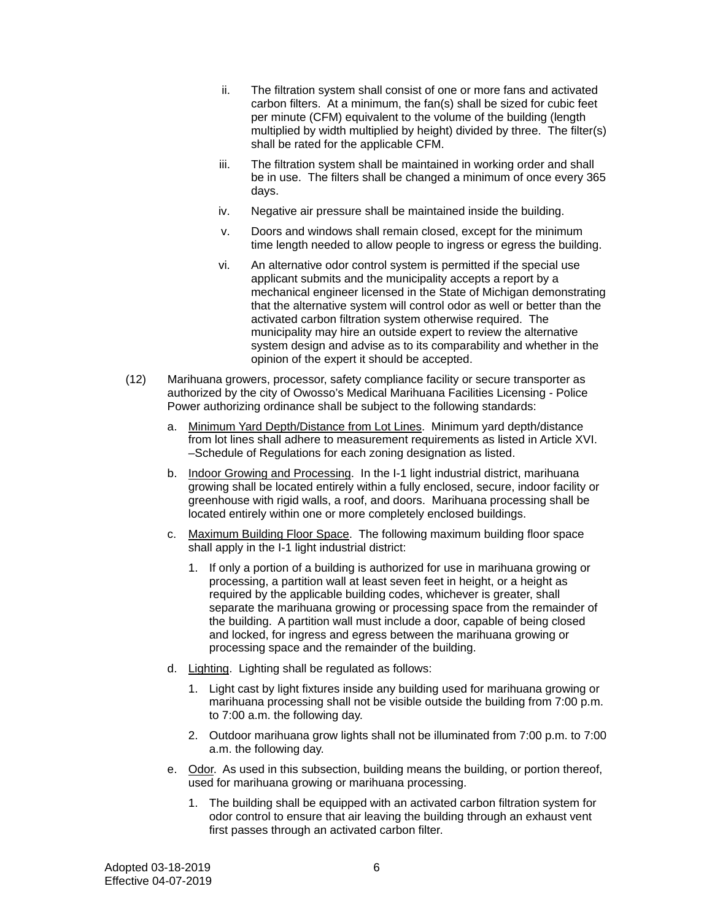ii. The filtration system shall consist of one or more fans and activated carbon filters. At a minimum, the fan(s) shall be sized for cubic feet per minute (CFM) equivalent to the volume of the building (length multiplied by width multiplied by height) divided by three. The filter(s) shall be rated for the applicable CFM.

iii. The filtration system shall be maintained in working order and shall be in use. The filters shall be changed a minimum of once every 365 days.

iv. Negative air pressure shall be maintained inside the building.

v. Doors and windows shall remain closed, except for the minimum time length needed to allow people to ingress or egress the building.

vi. An alternative odor control system is permitted if the special use applicant submits and the municipality accepts a report by a mechanical engineer licensed in the State of Michigan demonstrating that the alternative system will control odor as well or better than the activated carbon filtration system otherwise required. The municipality may hire an outside expert to review the alternative system design and advise as to its comparability and whether in the opinion of the expert it should be accepted.

(12) Marihuana growers, processor, safety compliance facility or secure transporter as authorized by the city of Owosso's Medical Marihuana Facilities Licensing - Police Power authorizing ordinance shall be subject to the following standards:

a. Minimum Yard Depth/Distance from Lot Lines. Minimum yard depth/distance from lot lines shall adhere to measurement requirements as listed in Article XVI. –Schedule of Regulations for each zoning designation as listed.

b. Indoor Growing and Processing. In the I-1 light industrial district, marihuana growing shall be located entirely within a fully enclosed, secure, indoor facility or greenhouse with rigid walls, a roof, and doors. Marihuana processing shall be located entirely within one or more completely enclosed buildings.

c. Maximum Building Floor Space. The following maximum building floor space shall apply in the I-1 light industrial district:

1. If only a portion of a building is authorized for use in marihuana growing or processing, a partition wall at least seven feet in height, or a height as required by the applicable building codes, whichever is greater, shall separate the marihuana growing or processing space from the remainder of the building. A partition wall must include a door, capable of being closed and locked, for ingress and egress between the marihuana growing or processing space and the remainder of the building.

d. Lighting. Lighting shall be regulated as follows:

1. Light cast by light fixtures inside any building used for marihuana growing or marihuana processing shall not be visible outside the building from 7:00 p.m. to 7:00 a.m. the following day.

2. Outdoor marihuana grow lights shall not be illuminated from 7:00 p.m. to 7:00 a.m. the following day.

e. Odor. As used in this subsection, building means the building, or portion thereof, used for marihuana growing or marihuana processing.

1. The building shall be equipped with an activated carbon filtration system for odor control to ensure that air leaving the building through an exhaust vent first passes through an activated carbon filter.

Adopted 03-18-2019
Effective 04-07-2019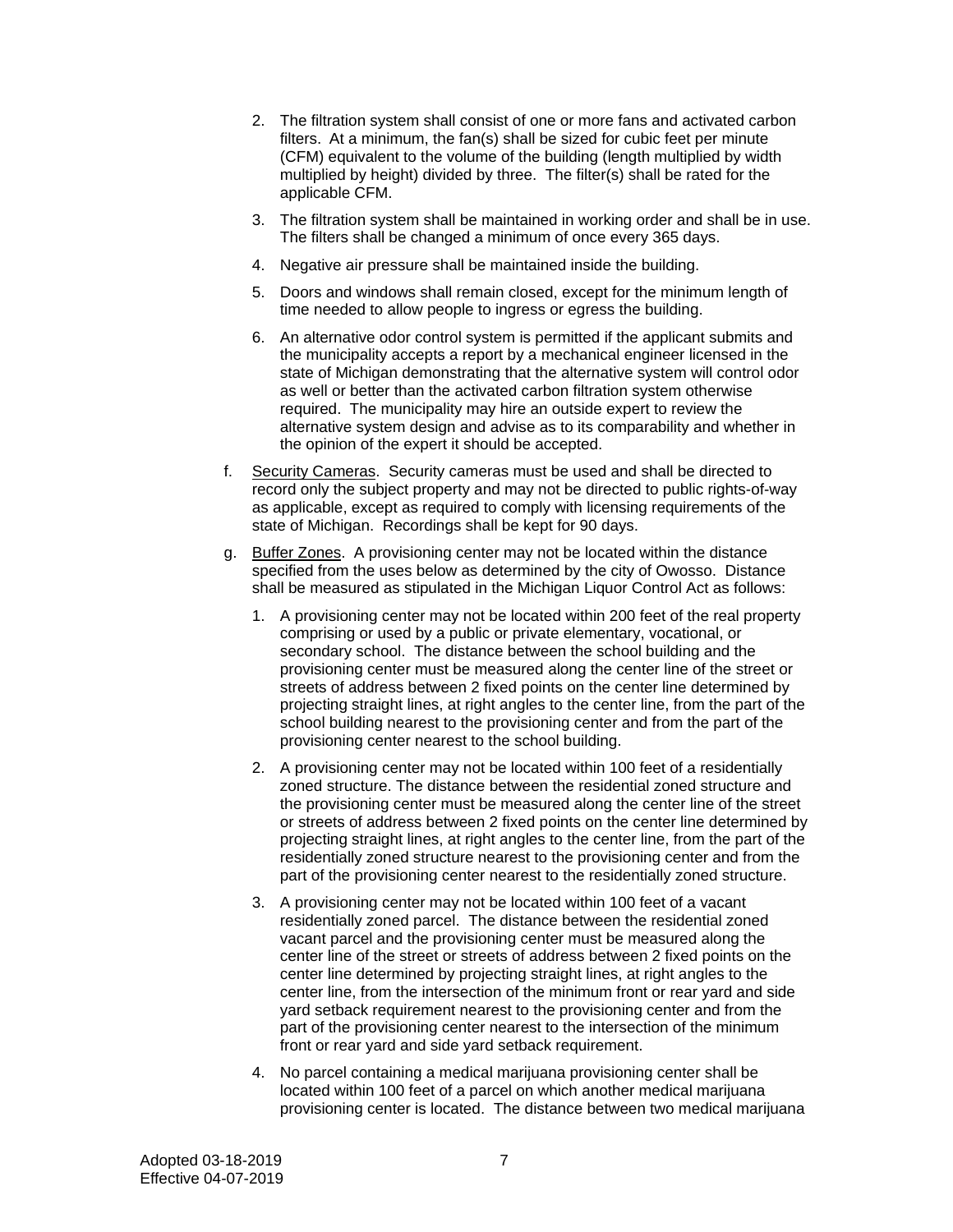2. The filtration system shall consist of one or more fans and activated carbon filters. At a minimum, the fan(s) shall be sized for cubic feet per minute (CFM) equivalent to the volume of the building (length multiplied by width multiplied by height) divided by three. The filter(s) shall be rated for the applicable CFM.

3. The filtration system shall be maintained in working order and shall be in use. The filters shall be changed a minimum of once every 365 days.

4. Negative air pressure shall be maintained inside the building.

5. Doors and windows shall remain closed, except for the minimum length of time needed to allow people to ingress or egress the building.

6. An alternative odor control system is permitted if the applicant submits and the municipality accepts a report by a mechanical engineer licensed in the state of Michigan demonstrating that the alternative system will control odor as well or better than the activated carbon filtration system otherwise required. The municipality may hire an outside expert to review the alternative system design and advise as to its comparability and whether in the opinion of the expert it should be accepted.

f. Security Cameras. Security cameras must be used and shall be directed to record only the subject property and may not be directed to public rights-of-way as applicable, except as required to comply with licensing requirements of the state of Michigan. Recordings shall be kept for 90 days.

g. Buffer Zones. A provisioning center may not be located within the distance specified from the uses below as determined by the city of Owosso. Distance shall be measured as stipulated in the Michigan Liquor Control Act as follows:

1. A provisioning center may not be located within 200 feet of the real property comprising or used by a public or private elementary, vocational, or secondary school. The distance between the school building and the provisioning center must be measured along the center line of the street or streets of address between 2 fixed points on the center line determined by projecting straight lines, at right angles to the center line, from the part of the school building nearest to the provisioning center and from the part of the provisioning center nearest to the school building.

2. A provisioning center may not be located within 100 feet of a residentially zoned structure. The distance between the residential zoned structure and the provisioning center must be measured along the center line of the street or streets of address between 2 fixed points on the center line determined by projecting straight lines, at right angles to the center line, from the part of the residentially zoned structure nearest to the provisioning center and from the part of the provisioning center nearest to the residentially zoned structure.

3. A provisioning center may not be located within 100 feet of a vacant residentially zoned parcel. The distance between the residential zoned vacant parcel and the provisioning center must be measured along the center line of the street or streets of address between 2 fixed points on the center line determined by projecting straight lines, at right angles to the center line, from the intersection of the minimum front or rear yard and side yard setback requirement nearest to the provisioning center and from the part of the provisioning center nearest to the intersection of the minimum front or rear yard and side yard setback requirement.

4. No parcel containing a medical marijuana provisioning center shall be located within 100 feet of a parcel on which another medical marijuana provisioning center is located. The distance between two medical marijuana

Adopted 03-18-2019
Effective 04-07-2019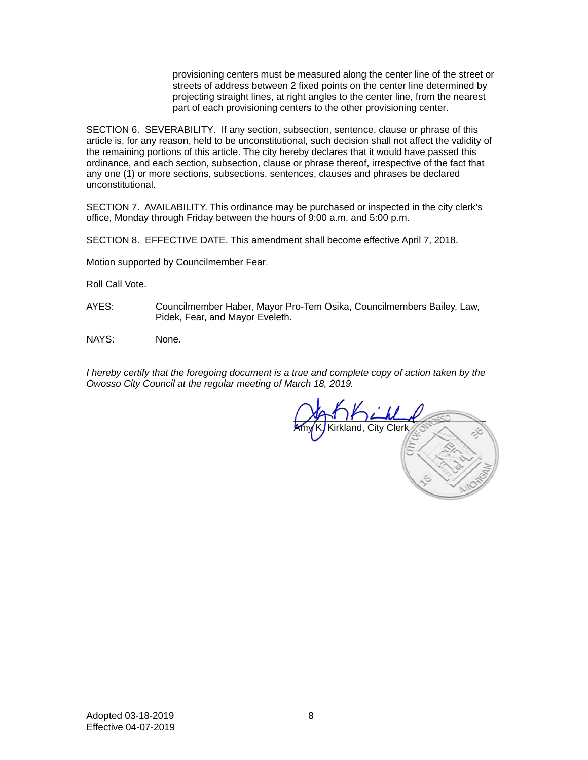provisioning centers must be measured along the center line of the street or streets of address between 2 fixed points on the center line determined by projecting straight lines, at right angles to the center line, from the nearest part of each provisioning centers to the other provisioning center.

SECTION 6. SEVERABILITY. If any section, subsection, sentence, clause or phrase of this article is, for any reason, held to be unconstitutional, such decision shall not affect the validity of the remaining portions of this article. The city hereby declares that it would have passed this ordinance, and each section, subsection, clause or phrase thereof, irrespective of the fact that any one (1) or more sections, subsections, sentences, clauses and phrases be declared unconstitutional.

SECTION 7. AVAILABILITY. This ordinance may be purchased or inspected in the city clerk's office, Monday through Friday between the hours of 9:00 a.m. and 5:00 p.m.

SECTION 8. EFFECTIVE DATE. This amendment shall become effective April 7, 2018.

Motion supported by Councilmember Fear.

Roll Call Vote.

AYES: Councilmember Haber, Mayor Pro-Tem Osika, Councilmembers Bailey, Law, Pidek, Fear, and Mayor Eveleth.

NAYS: None.

*I hereby certify that the foregoing document is a true and complete copy of action taken by the Owosso City Council at the regular meeting of March 18, 2019.*

Amy K. Kirkland, City Clerk

Adopted 03-18-2019
Effective 04-07-2019